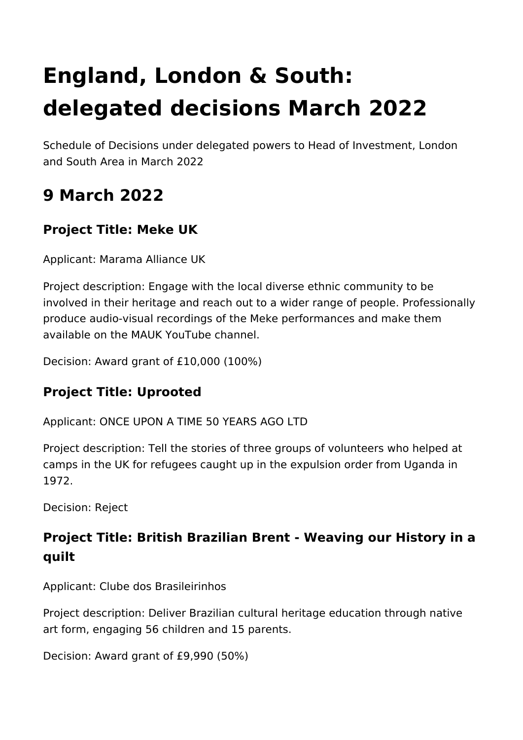# England, London & South: delegated decisions March 2022

Schedule of Decisions under delegated powers to Head of Investment, London and South Area in March 2022

## 9 March 2022

### Project Title: Meke UK

Applicant: Marama Alliance UK

Project description: Engage with the local diverse ethnic community to be involved in their heritage and reach out to a wider range of people. Professionally produce audio-visual recordings of the Meke performances and make them available on the MAUK YouTube channel.

Decision: Award grant of £10,000 (100%)

### Project Title: Uprooted

Applicant: ONCE UPON A TIME 50 YEARS AGO LTD

Project description: Tell the stories of three groups of volunteers who helped at camps in the UK for refugees caught up in the expulsion order from Uganda in 1972.

Decision: Reject

### Project Title: British Brazilian Brent - Weaving our History in a quilt

Applicant: Clube dos Brasileirinhos

Project description: Deliver Brazilian cultural heritage education through native art form, engaging 56 children and 15 parents.

Decision: Award grant of £9,990 (50%)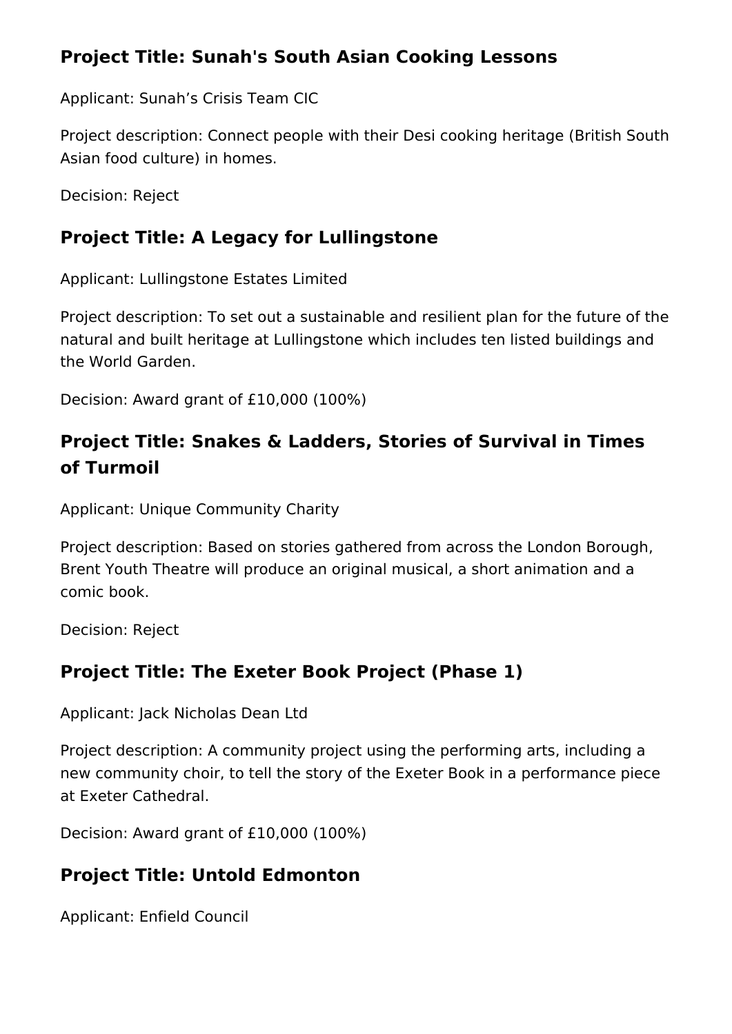## Project Title: Sunah's South Asian Cooking Lessons

Applicant: Sunah’s Crisis Team CIC

Project description: Connect people with their Desi cooking heritage (British South Asian food culture) in homes.

Decision: Reject

## Project Title: A Legacy for Lullingstone

Applicant: Lullingstone Estates Limited

Project description: To set out a sustainable and resilient plan for the future of the natural and built heritage at Lullingstone which includes ten listed buildings and the World Garden.

Decision: Award grant of £10,000 (100%)

## Project Title: Snakes & Ladders, Stories of Survival in Times of Turmoil

Applicant: Unique Community Charity

Project description: Based on stories gathered from across the London Borough, Brent Youth Theatre will produce an original musical, a short animation and a comic book.

Decision: Reject

## Project Title: The Exeter Book Project (Phase 1)

Applicant: Jack Nicholas Dean Ltd

Project description: A community project using the performing arts, including a new community choir, to tell the story of the Exeter Book in a performance piece at Exeter Cathedral.

Decision: Award grant of £10,000 (100%)

## Project Title: Untold Edmonton

Applicant: Enfield Council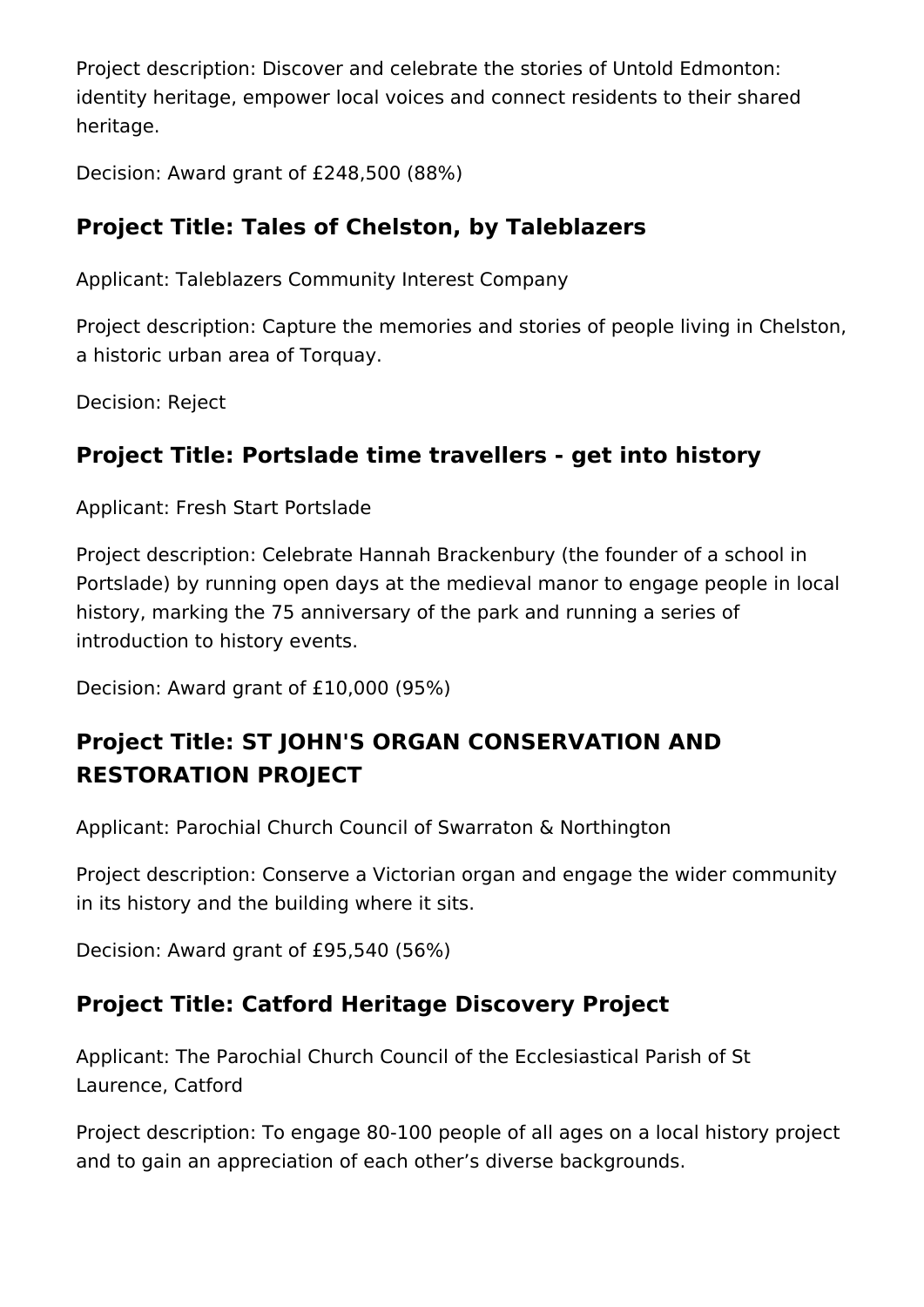Project description: Discover and celebrate the stories of Untold Edmonton: identity heritage, empower local voices and connect residents to their shared heritage.

Decision: Award grant of £248,500 (88%)

## Project Title: Tales of Chelston, by Taleblazers

Applicant: Taleblazers Community Interest Company

Project description: Capture the memories and stories of people living in Chelston, a historic urban area of Torquay.

Decision: Reject

## Project Title: Portslade time travellers - get into history

Applicant: Fresh Start Portslade

Project description: Celebrate Hannah Brackenbury (the founder of a school in Portslade) by running open days at the medieval manor to engage people in local history, marking the 75 anniversary of the park and running a series of introduction to history events.

Decision: Award grant of £10,000 (95%)

## Project Title: ST JOHN'S ORGAN CONSERVATION AND RESTORATION PROJECT

Applicant: Parochial Church Council of Swarraton & Northington

Project description: Conserve a Victorian organ and engage the wider community in its history and the building where it sits.

Decision: Award grant of £95,540 (56%)

## Project Title: Catford Heritage Discovery Project

Applicant: The Parochial Church Council of the Ecclesiastical Parish of St Laurence, Catford

Project description: To engage 80-100 people of all ages on a local history project and to gain an appreciation of each other’s diverse backgrounds.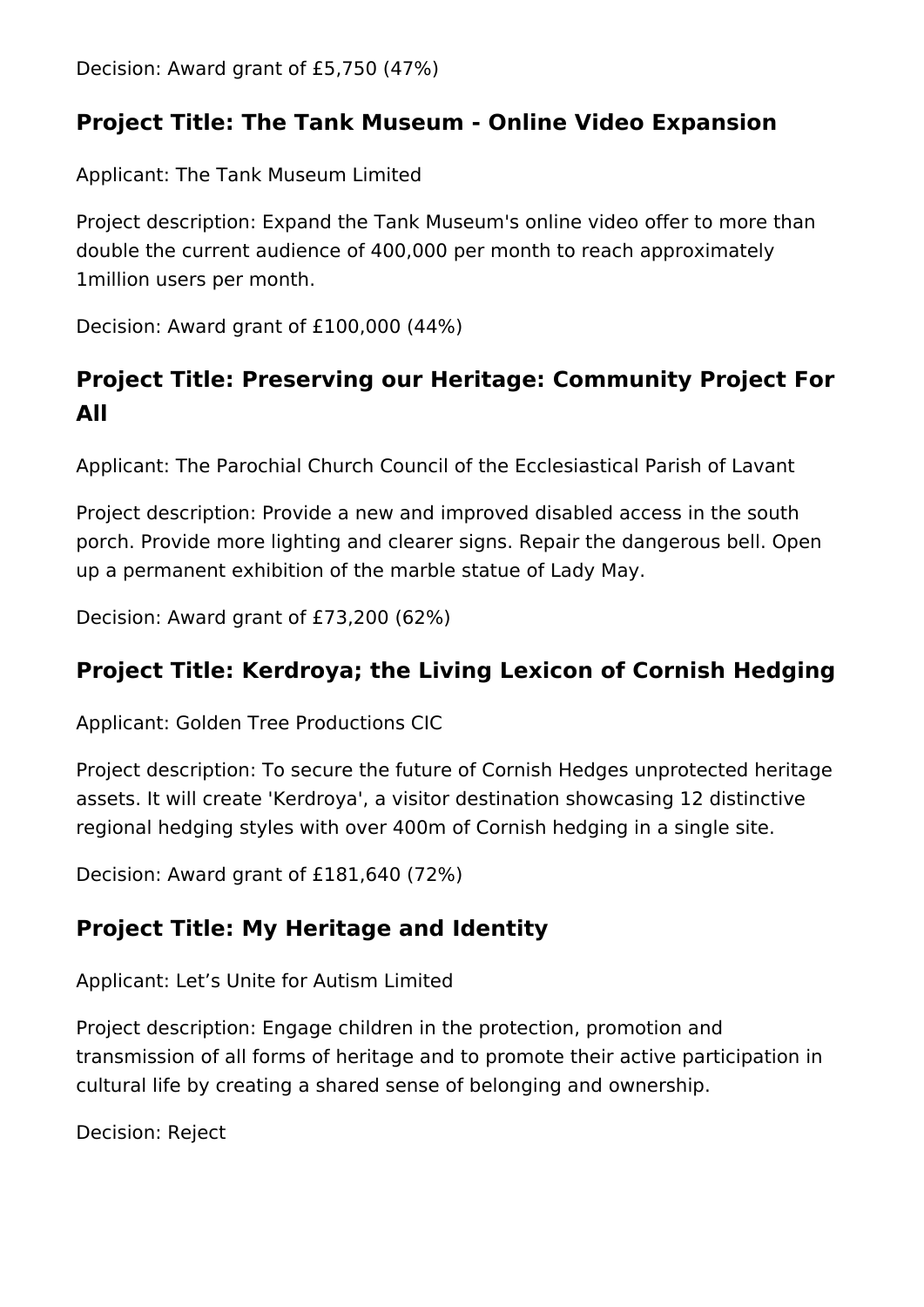Decision: Award grant of £5,750 (47%)

## Project Title: The Tank Museum - Online Video Expansion

Applicant: The Tank Museum Limited

Project description: Expand the Tank Museum's online video offer to more than double the current audience of 400,000 per month to reach approximately 1million users per month.

Decision: Award grant of £100,000 (44%)

## Project Title: Preserving our Heritage: Community Project For All

Applicant: The Parochial Church Council of the Ecclesiastical Parish of Lavant

Project description: Provide a new and improved disabled access in the south porch. Provide more lighting and clearer signs. Repair the dangerous bell. Open up a permanent exhibition of the marble statue of Lady May.

Decision: Award grant of £73,200 (62%)

## Project Title: Kerdroya; the Living Lexicon of Cornish Hedging

Applicant: Golden Tree Productions CIC

Project description: To secure the future of Cornish Hedges unprotected heritage assets. It will create 'Kerdroya', a visitor destination showcasing 12 distinctive regional hedging styles with over 400m of Cornish hedging in a single site.

Decision: Award grant of £181,640 (72%)

## Project Title: My Heritage and Identity

Applicant: Let’s Unite for Autism Limited

Project description: Engage children in the protection, promotion and transmission of all forms of heritage and to promote their active participation in cultural life by creating a shared sense of belonging and ownership.

Decision: Reject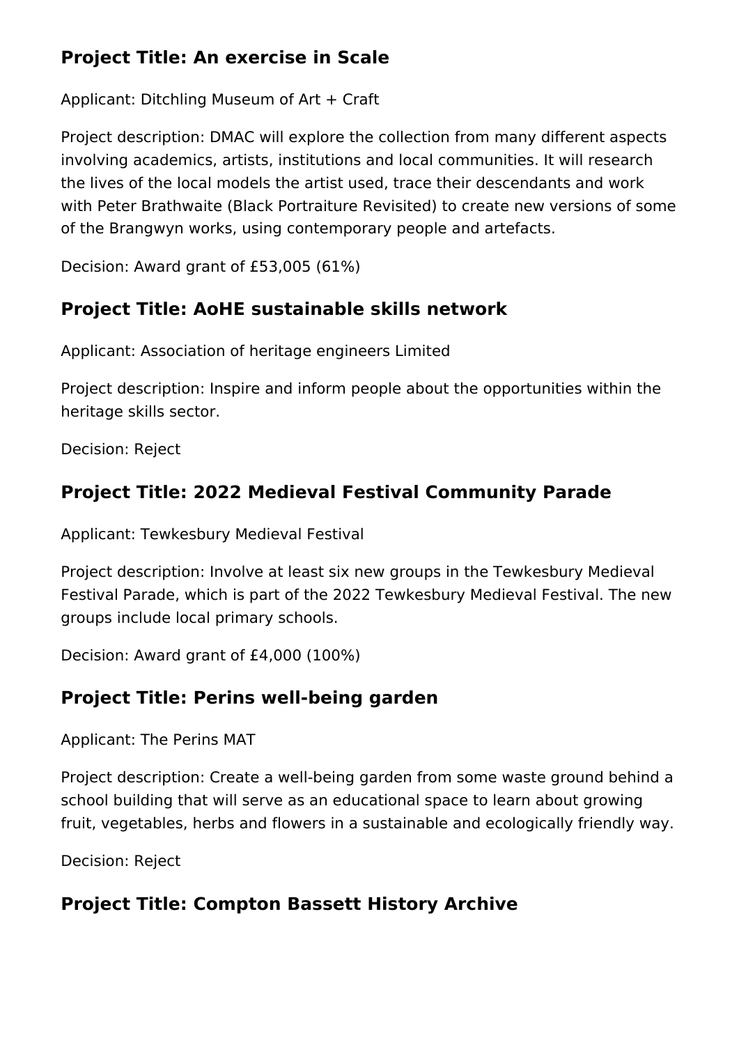## Project Title: An exercise in Scale

Applicant: Ditchling Museum of Art + Craft

Project description: DMAC will explore the collection from many different aspects involving academics, artists, institutions and local communities. It will research the lives of the local models the artist used, trace their descendants and work with Peter Brathwaite (Black Portraiture Revisited) to create new versions of some of the Brangwyn works, using contemporary people and artefacts.

Decision: Award grant of £53,005 (61%)

## Project Title: AoHE sustainable skills network

Applicant: Association of heritage engineers Limited

Project description: Inspire and inform people about the opportunities within the heritage skills sector.

Decision: Reject

## Project Title: 2022 Medieval Festival Community Parade

Applicant: Tewkesbury Medieval Festival

Project description: Involve at least six new groups in the Tewkesbury Medieval Festival Parade, which is part of the 2022 Tewkesbury Medieval Festival. The new groups include local primary schools.

Decision: Award grant of £4,000 (100%)

## Project Title: Perins well-being garden

Applicant: The Perins MAT

Project description: Create a well-being garden from some waste ground behind a school building that will serve as an educational space to learn about growing fruit, vegetables, herbs and flowers in a sustainable and ecologically friendly way.

Decision: Reject

## Project Title: Compton Bassett History Archive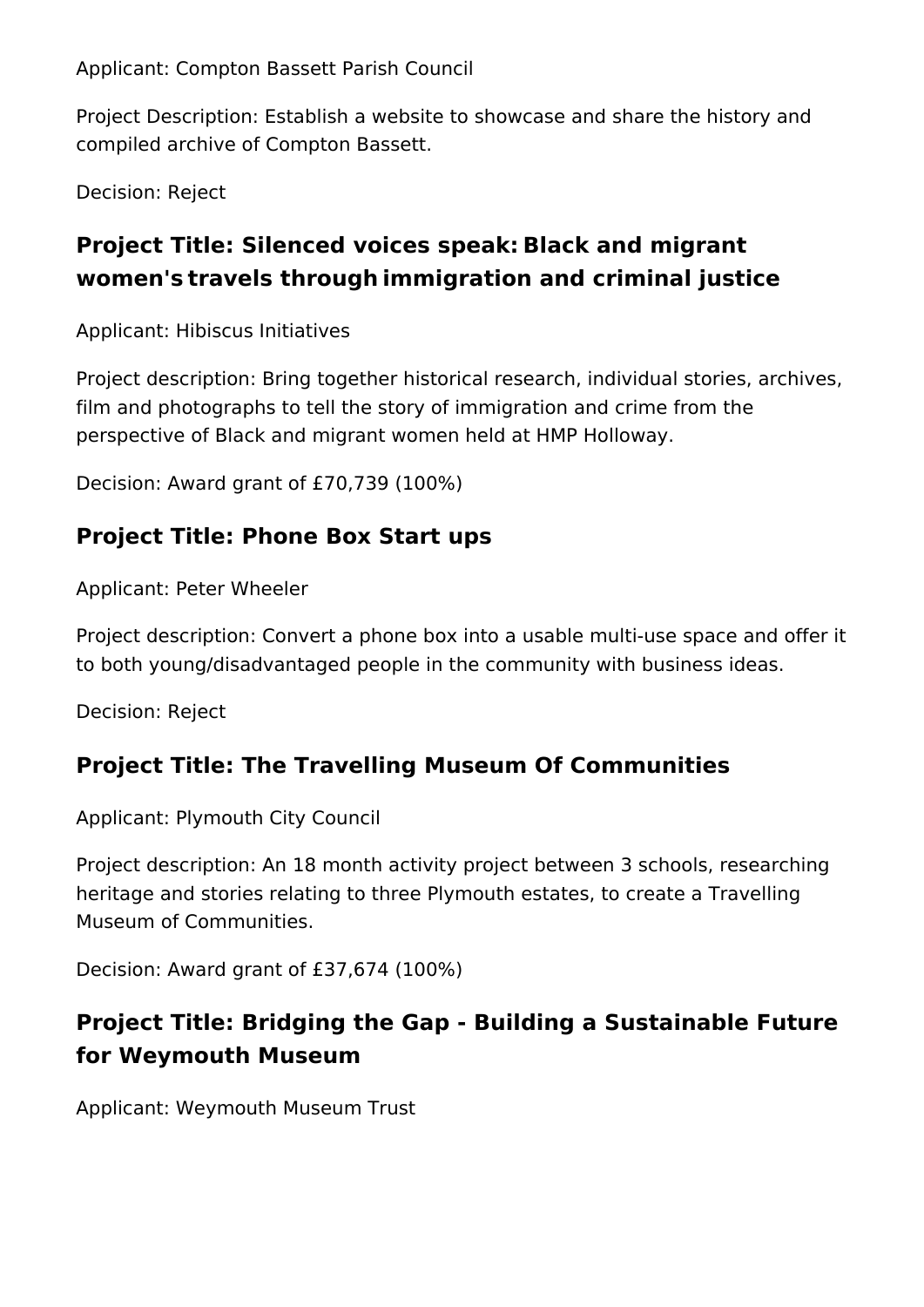Applicant: Compton Bassett Parish Council

Project Description: Establish a website to showcase and share the history and compiled archive of Compton Bassett.

Decision: Reject

## Project Title: Silenced voices speak: Black and migrant women's travels through immigration and criminal justice

Applicant: Hibiscus Initiatives

Project description: Bring together historical research, individual stories, archives, film and photographs to tell the story of immigration and crime from the perspective of Black and migrant women held at HMP Holloway.

Decision: Award grant of £70,739 (100%)

## Project Title: Phone Box Start ups

Applicant: Peter Wheeler

Project description: Convert a phone box into a usable multi-use space and offer it to both young/disadvantaged people in the community with business ideas.

Decision: Reject

## Project Title: The Travelling Museum Of Communities

Applicant: Plymouth City Council

Project description: An 18 month activity project between 3 schools, researching heritage and stories relating to three Plymouth estates, to create a Travelling Museum of Communities.

Decision: Award grant of £37,674 (100%)

## Project Title: Bridging the Gap - Building a Sustainable Future for Weymouth Museum

Applicant: Weymouth Museum Trust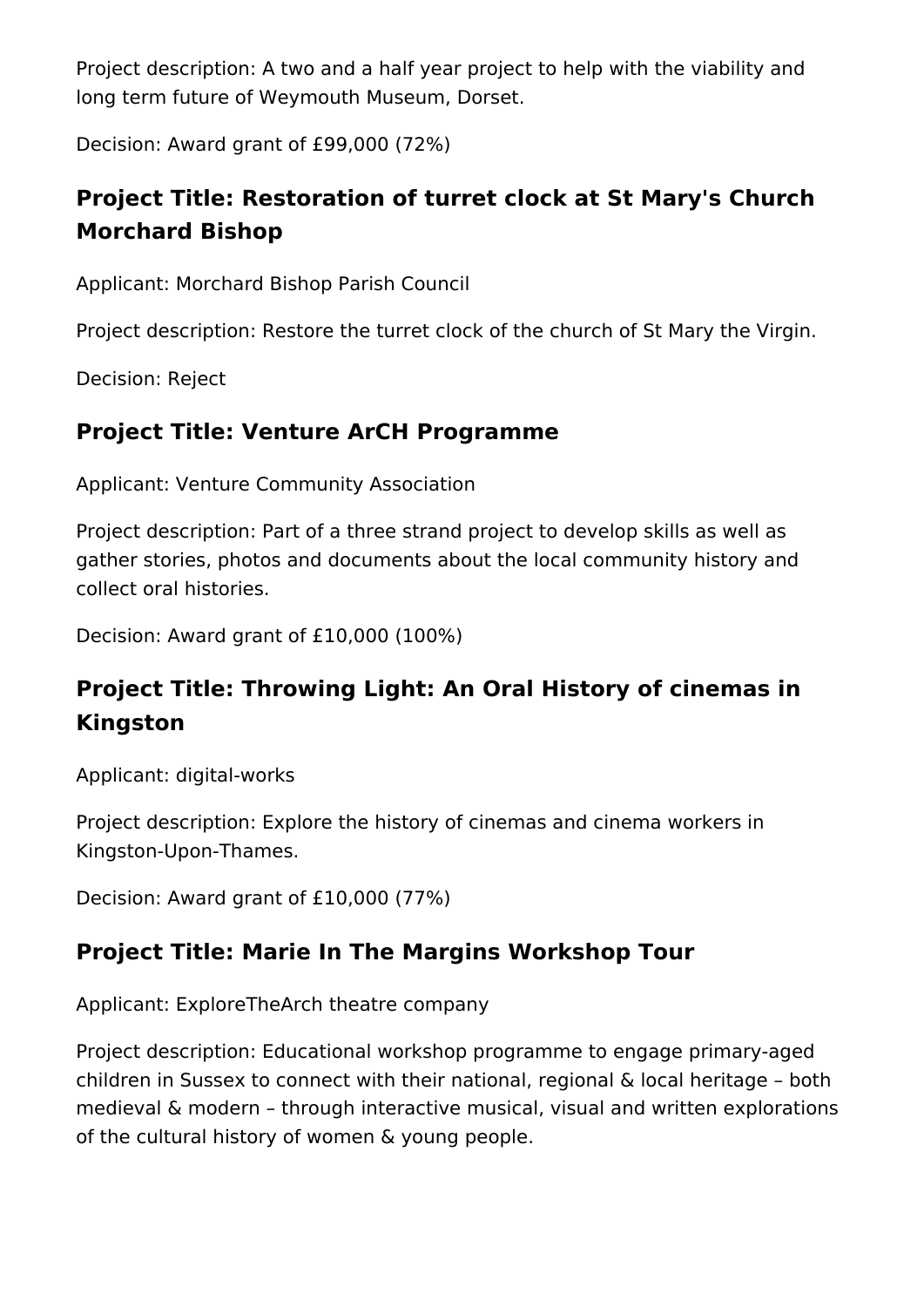Project description: A two and a half year project to help with the viability and long term future of Weymouth Museum, Dorset.

Decision: Award grant of £99,000 (72%)

## Project Title: Restoration of turret clock at St Mary's Church Morchard Bishop

Applicant: Morchard Bishop Parish Council

Project description: Restore the turret clock of the church of St Mary the Virgin.

Decision: Reject

## Project Title: Venture ArCH Programme

Applicant: Venture Community Association

Project description: Part of a three strand project to develop skills as well as gather stories, photos and documents about the local community history and collect oral histories.

Decision: Award grant of £10,000 (100%)

## Project Title: Throwing Light: An Oral History of cinemas in Kingston

Applicant: digital-works

Project description: Explore the history of cinemas and cinema workers in Kingston-Upon-Thames.

Decision: Award grant of £10,000 (77%)

## Project Title: Marie In The Margins Workshop Tour

Applicant: ExploreTheArch theatre company

Project description: Educational workshop programme to engage primary-aged children in Sussex to connect with their national, regional & local heritage – both medieval & modern – through interactive musical, visual and written explorations of the cultural history of women & young people.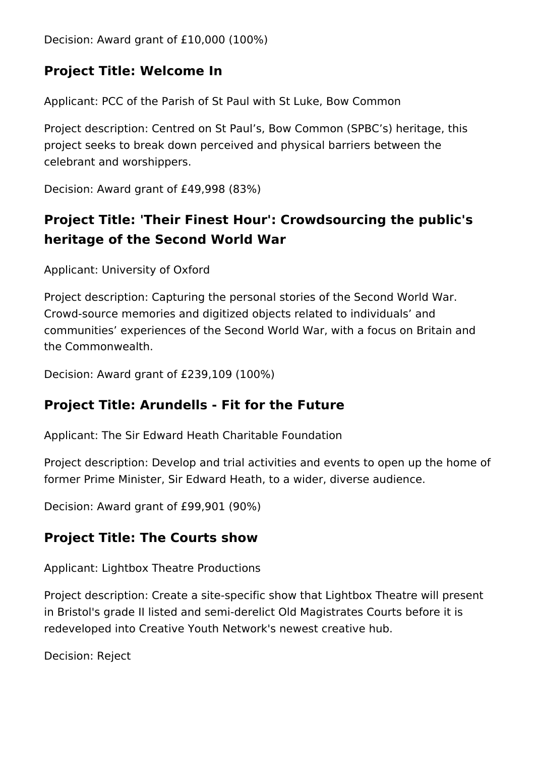Decision: Award grant of £10,000 (100%)

## Project Title: Welcome In

Applicant: PCC of the Parish of St Paul with St Luke, Bow Common

Project description: Centred on St Paul’s, Bow Common (SPBC’s) heritage, this project seeks to break down perceived and physical barriers between the celebrant and worshippers.

Decision: Award grant of £49,998 (83%)

## Project Title: 'Their Finest Hour': Crowdsourcing the public's heritage of the Second World War

Applicant: University of Oxford

Project description: Capturing the personal stories of the Second World War. Crowd-source memories and digitized objects related to individuals’ and communities’ experiences of the Second World War, with a focus on Britain and the Commonwealth.

Decision: Award grant of £239,109 (100%)

## Project Title: Arundells - Fit for the Future

Applicant: The Sir Edward Heath Charitable Foundation

Project description: Develop and trial activities and events to open up the home of former Prime Minister, Sir Edward Heath, to a wider, diverse audience.

Decision: Award grant of £99,901 (90%)

## Project Title: The Courts show

Applicant: Lightbox Theatre Productions

Project description: Create a site-specific show that Lightbox Theatre will present in Bristol's grade II listed and semi-derelict Old Magistrates Courts before it is redeveloped into Creative Youth Network's newest creative hub.

Decision: Reject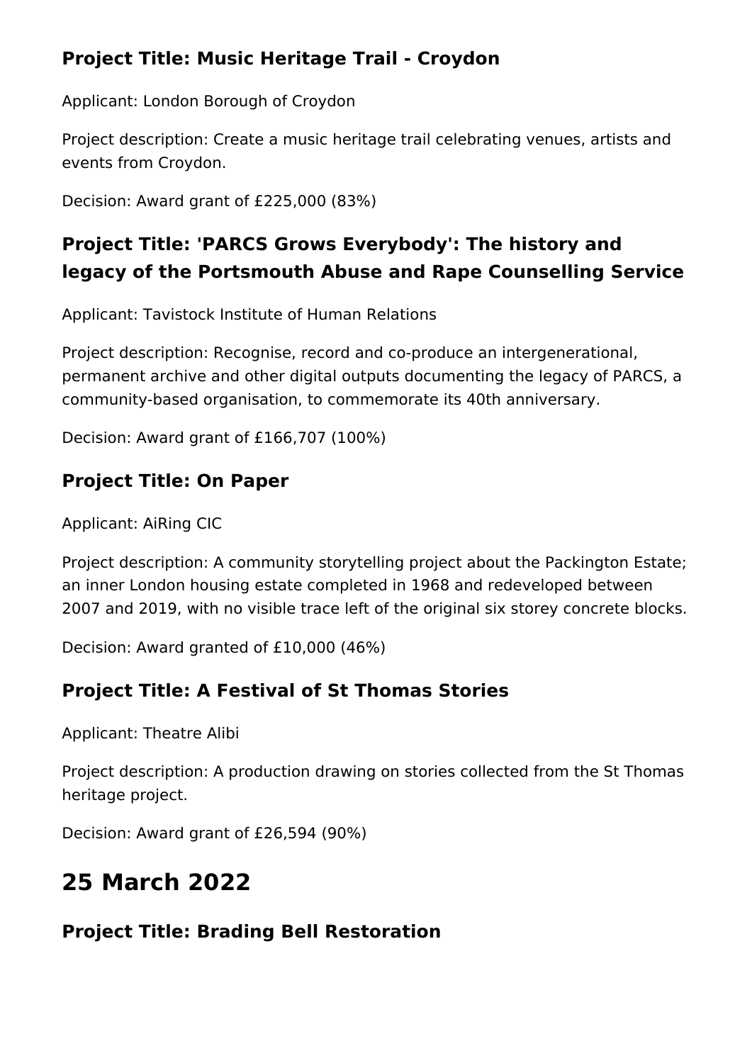### Project Title: Music Heritage Trail - Croydon

Applicant: London Borough of Croydon

Project description: Create a music heritage trail celebrating venues, artists and events from Croydon.

Decision: Award grant of £225,000 (83%)

### Project Title: 'PARCS Grows Everybody': The history and legacy of the Portsmouth Abuse and Rape Counselling Service

Applicant: Tavistock Institute of Human Relations

Project description: Recognise, record and co-produce an intergenerational, permanent archive and other digital outputs documenting the legacy of PARCS, a community-based organisation, to commemorate its 40th anniversary.

Decision: Award grant of £166,707 (100%)

### Project Title: On Paper

Applicant: AiRing CIC

Project description: A community storytelling project about the Packington Estate; an inner London housing estate completed in 1968 and redeveloped between 2007 and 2019, with no visible trace left of the original six storey concrete blocks.

Decision: Award granted of £10,000 (46%)

### Project Title: A Festival of St Thomas Stories

Applicant: Theatre Alibi

Project description: A production drawing on stories collected from the St Thomas heritage project.

Decision: Award grant of £26,594 (90%)

## 25 March 2022

### Project Title: Brading Bell Restoration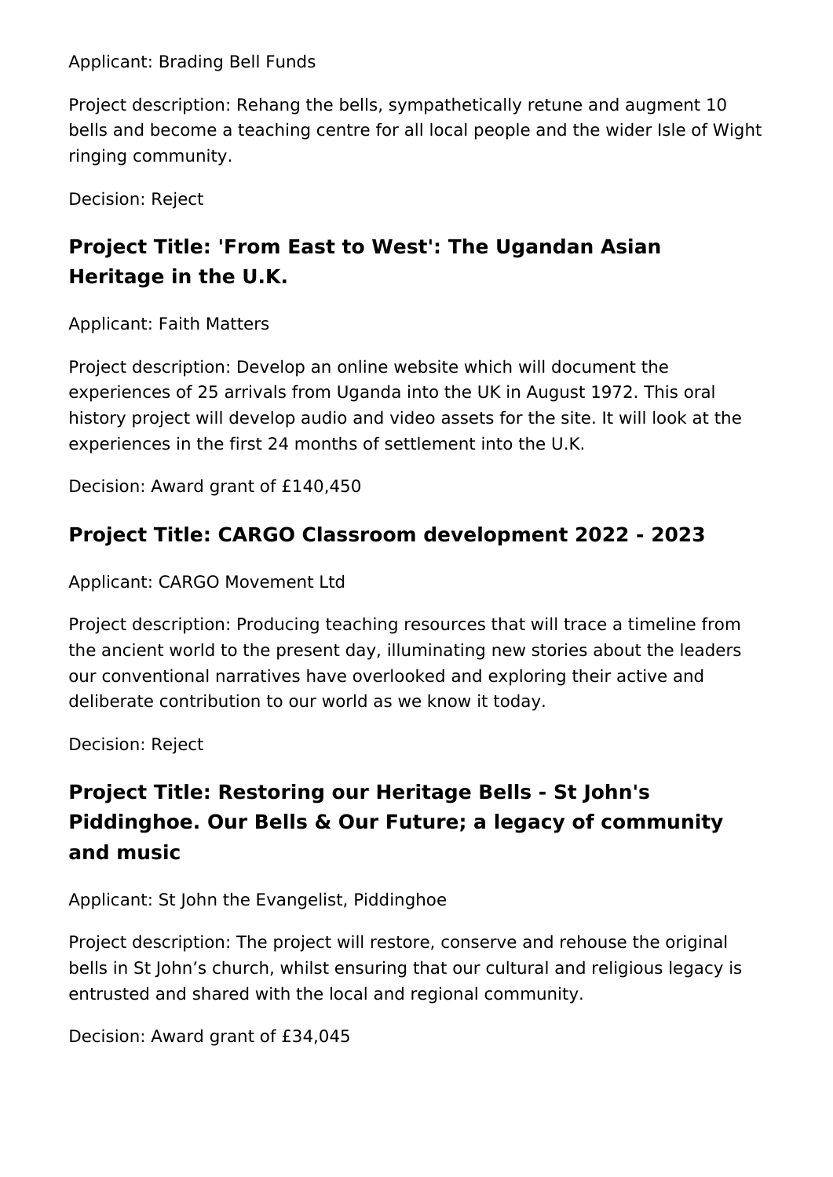Applicant: Brading Bell Funds

Project description: Rehang the bells, sympathetically retune and augment 10 bells and become a teaching centre for all local people and the wider Isle of Wight ringing community.

Decision: Reject

## Project Title: 'From East to West': The Ugandan Asian Heritage in the U.K.

Applicant: Faith Matters

Project description: Develop an online website which will document the experiences of 25 arrivals from Uganda into the UK in August 1972. This oral history project will develop audio and video assets for the site. It will look at the experiences in the first 24 months of settlement into the U.K.

Decision: Award grant of £140,450

## Project Title: CARGO Classroom development 2022 - 2023

Applicant: CARGO Movement Ltd

Project description: Producing teaching resources that will trace a timeline from the ancient world to the present day, illuminating new stories about the leaders our conventional narratives have overlooked and exploring their active and deliberate contribution to our world as we know it today.

Decision: Reject

## Project Title: Restoring our Heritage Bells - St John's Piddinghoe. Our Bells & Our Future; a legacy of community and music

Applicant: St John the Evangelist, Piddinghoe

Project description: The project will restore, conserve and rehouse the original bells in St John's church, whilst ensuring that our cultural and religious legacy is entrusted and shared with the local and regional community.

Decision: Award grant of £34,045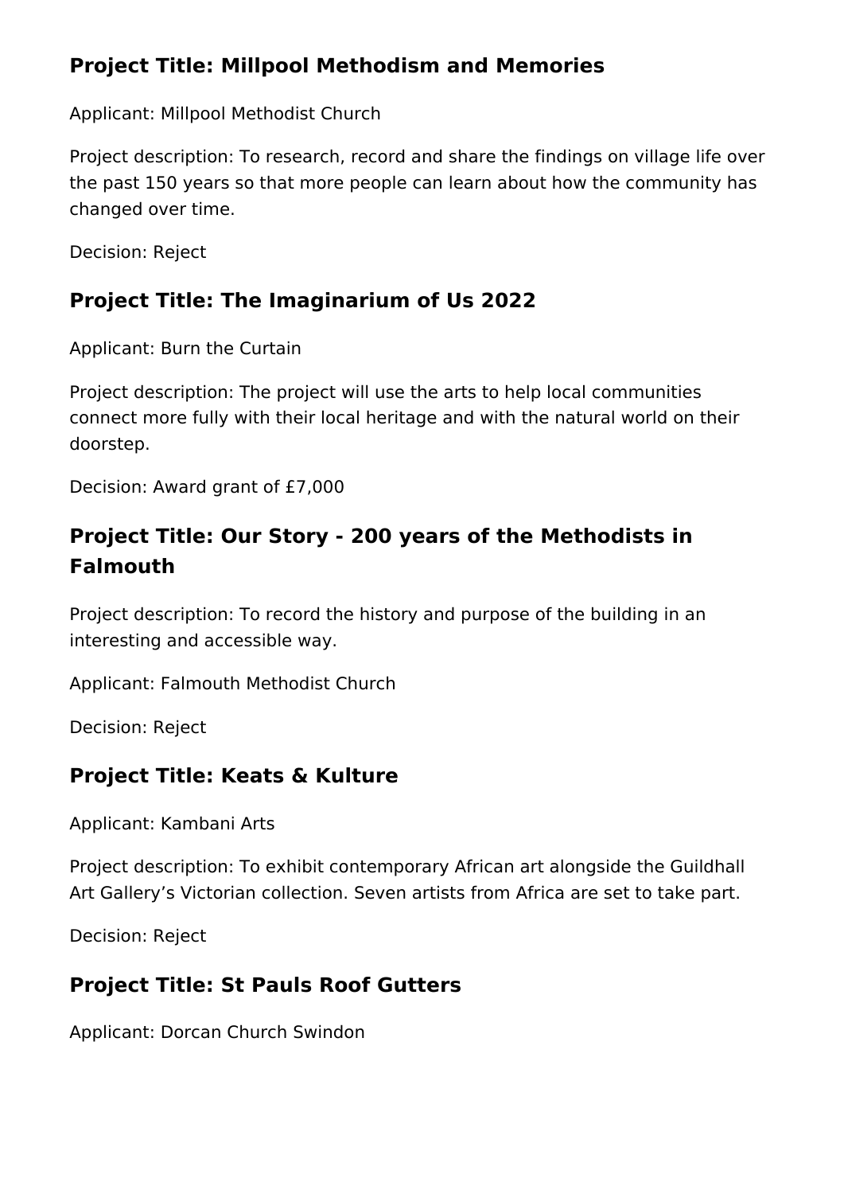## Project Title: Millpool Methodism and Memories

Applicant: Millpool Methodist Church

Project description: To research, record and share the findings on village life over the past 150 years so that more people can learn about how the community has changed over time.

Decision: Reject

## Project Title: The Imaginarium of Us 2022

Applicant: Burn the Curtain

Project description: The project will use the arts to help local communities connect more fully with their local heritage and with the natural world on their doorstep.

Decision: Award grant of £7,000

## Project Title: Our Story - 200 years of the Methodists in Falmouth

Project description: To record the history and purpose of the building in an interesting and accessible way.

Applicant: Falmouth Methodist Church

Decision: Reject

## Project Title: Keats & Kulture

Applicant: Kambani Arts

Project description: To exhibit contemporary African art alongside the Guildhall Art Gallery's Victorian collection. Seven artists from Africa are set to take part.

Decision: Reject

## Project Title: St Pauls Roof Gutters

Applicant: Dorcan Church Swindon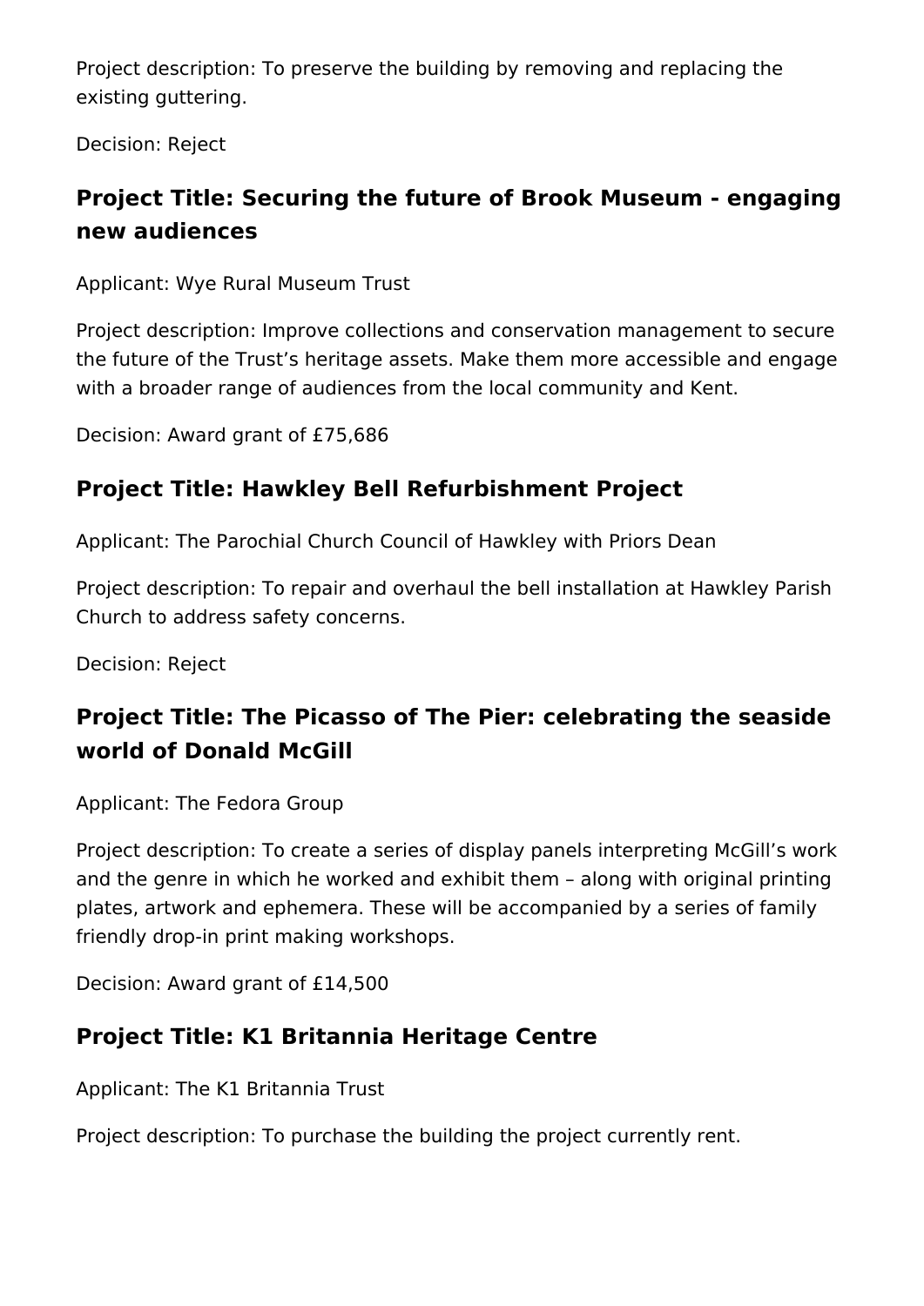Project description: To preserve the building by removing and replacing the existing guttering.

Decision: Reject

## Project Title: Securing the future of Brook Museum - engaging new audiences

Applicant: Wye Rural Museum Trust

Project description: Improve collections and conservation management to secure the future of the Trust's heritage assets. Make them more accessible and engage with a broader range of audiences from the local community and Kent.

Decision: Award grant of £75,686

## Project Title: Hawkley Bell Refurbishment Project

Applicant: The Parochial Church Council of Hawkley with Priors Dean

Project description: To repair and overhaul the bell installation at Hawkley Parish Church to address safety concerns.

Decision: Reject

## Project Title: The Picasso of The Pier: celebrating the seaside world of Donald McGill

Applicant: The Fedora Group

Project description: To create a series of display panels interpreting McGill's work and the genre in which he worked and exhibit them – along with original printing plates, artwork and ephemera. These will be accompanied by a series of family friendly drop-in print making workshops.

Decision: Award grant of £14,500

## Project Title: K1 Britannia Heritage Centre

Applicant: The K1 Britannia Trust

Project description: To purchase the building the project currently rent.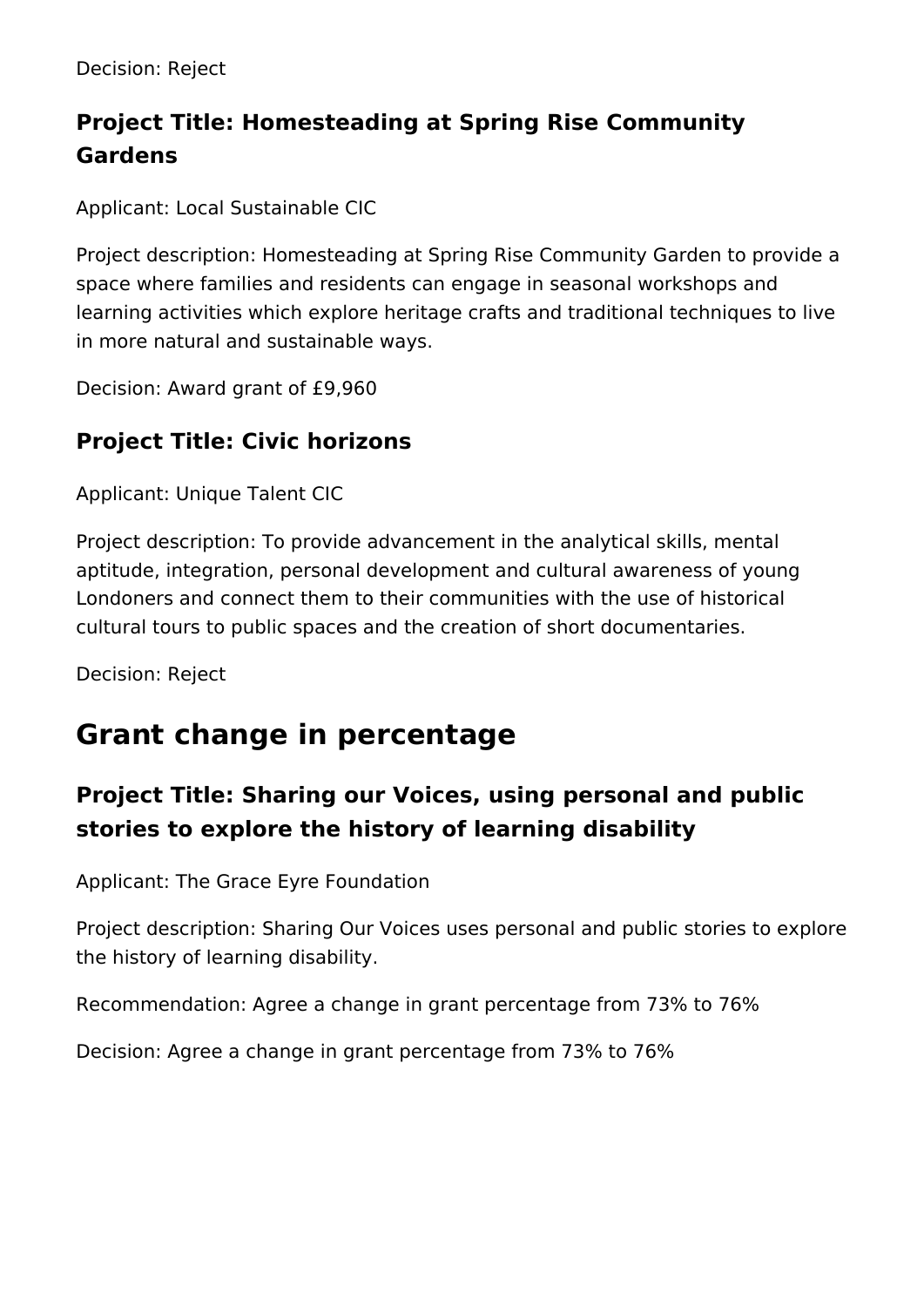Decision: Reject

### Project Title: Homesteading at Spring Rise Community Gardens

Applicant: Local Sustainable CIC

Project description: Homesteading at Spring Rise Community Garden to provide a space where families and residents can engage in seasonal workshops and learning activities which explore heritage crafts and traditional techniques to live in more natural and sustainable ways.

Decision: Award grant of £9,960

### Project Title: Civic horizons

Applicant: Unique Talent CIC

Project description: To provide advancement in the analytical skills, mental aptitude, integration, personal development and cultural awareness of young Londoners and connect them to their communities with the use of historical cultural tours to public spaces and the creation of short documentaries.

Decision: Reject

## Grant change in percentage

### Project Title: Sharing our Voices, using personal and public stories to explore the history of learning disability

Applicant: The Grace Eyre Foundation

Project description: Sharing Our Voices uses personal and public stories to explore the history of learning disability.

Recommendation: Agree a change in grant percentage from 73% to 76%

Decision: Agree a change in grant percentage from 73% to 76%